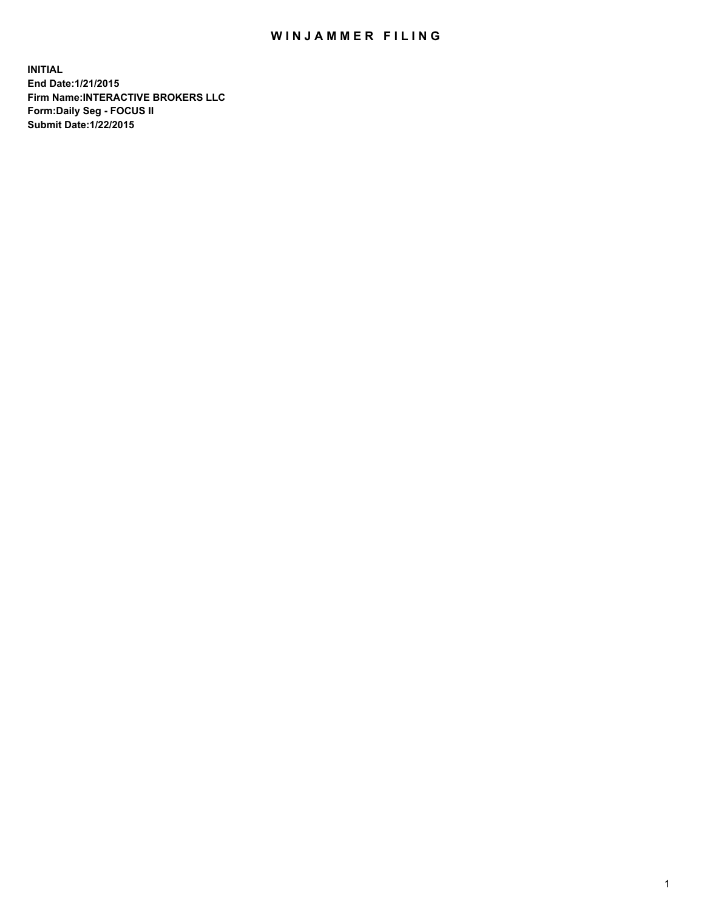# WINJAMMER FILING

**INITIAL**
**End Date:1/21/2015**
**Firm Name:INTERACTIVE BROKERS LLC**
**Form:Daily Seg - FOCUS II**
**Submit Date:1/22/2015**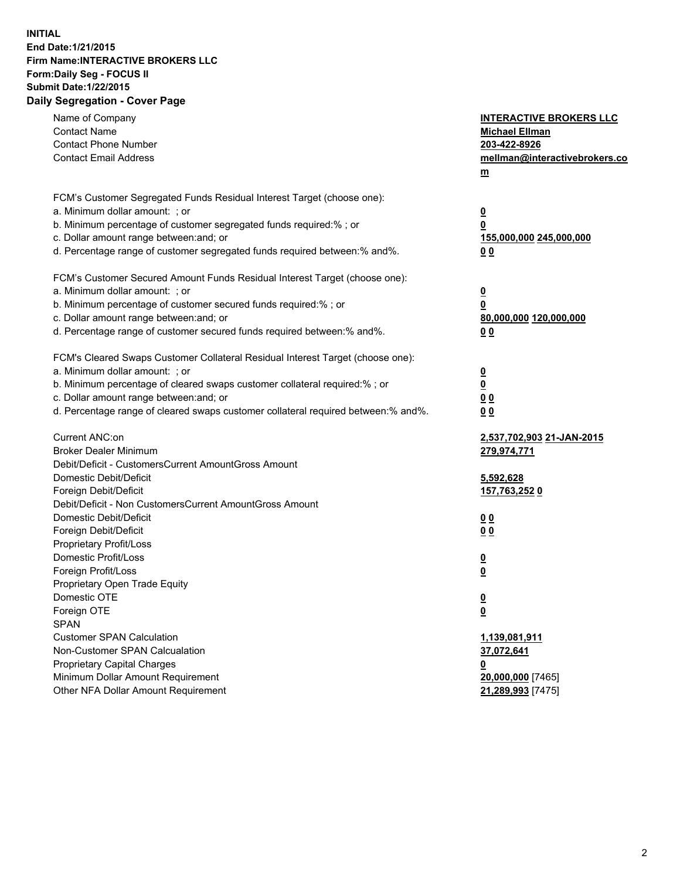**INITIAL**
**End Date:1/21/2015**
**Firm Name:INTERACTIVE BROKERS LLC**
**Form:Daily Seg - FOCUS II**
**Submit Date:1/22/2015**
**Daily Segregation - Cover Page**

| | |
|---|---|
| Name of Company | **INTERACTIVE BROKERS LLC** |
| Contact Name | **Michael Ellman** |
| Contact Phone Number | **203-422-8926** |
| Contact Email Address | **mellman@interactivebrokers.com** |
| FCM's Customer Segregated Funds Residual Interest Target (choose one): | |
| a. Minimum dollar amount: ; or | **0** |
| b. Minimum percentage of customer segregated funds required:% ; or | **0** |
| c. Dollar amount range between:and; or | **155,000,000 245,000,000** |
| d. Percentage range of customer segregated funds required between:% and%. | **0 0** |
| FCM's Customer Secured Amount Funds Residual Interest Target (choose one): | |
| a. Minimum dollar amount: ; or | **0** |
| b. Minimum percentage of customer secured funds required:% ; or | **0** |
| c. Dollar amount range between:and; or | **80,000,000 120,000,000** |
| d. Percentage range of customer secured funds required between:% and%. | **0 0** |
| FCM's Cleared Swaps Customer Collateral Residual Interest Target (choose one): | |
| a. Minimum dollar amount: ; or | **0** |
| b. Minimum percentage of cleared swaps customer collateral required:% ; or | **0** |
| c. Dollar amount range between:and; or | **0 0** |
| d. Percentage range of cleared swaps customer collateral required between:% and%. | **0 0** |
| Current ANC:on | **2,537,702,903 21-JAN-2015** |
| Broker Dealer Minimum | **279,974,771** |
| Debit/Deficit - CustomersCurrent AmountGross Amount | |
| Domestic Debit/Deficit | **5,592,628** |
| Foreign Debit/Deficit | **157,763,252 0** |
| Debit/Deficit - Non CustomersCurrent AmountGross Amount | |
| Domestic Debit/Deficit | **0 0** |
| Foreign Debit/Deficit | **0 0** |
| Proprietary Profit/Loss | |
| Domestic Profit/Loss | **0** |
| Foreign Profit/Loss | **0** |
| Proprietary Open Trade Equity | |
| Domestic OTE | **0** |
| Foreign OTE | **0** |
| SPAN | |
| Customer SPAN Calculation | **1,139,081,911** |
| Non-Customer SPAN Calcualation | **37,072,641** |
| Proprietary Capital Charges | **0** |
| Minimum Dollar Amount Requirement | **20,000,000** [7465] |
| Other NFA Dollar Amount Requirement | **21,289,993** [7475] |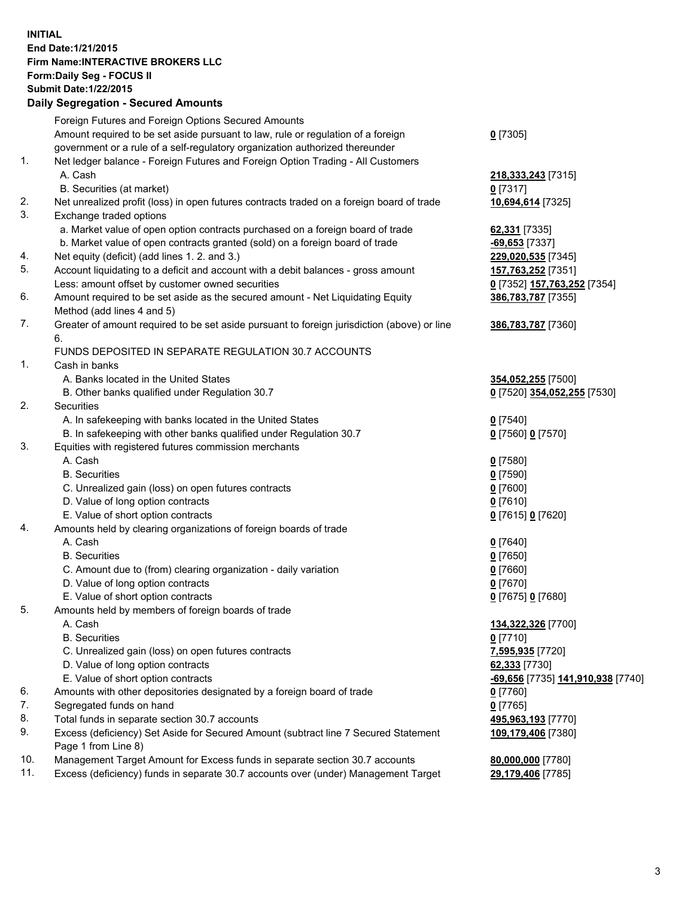**INITIAL**
**End Date:1/21/2015**
**Firm Name:INTERACTIVE BROKERS LLC**
**Form:Daily Seg - FOCUS II**
**Submit Date:1/22/2015**

**Daily Segregation - Secured Amounts**

| | | |
|---|---|---|
| | Foreign Futures and Foreign Options Secured Amounts | |
| | Amount required to be set aside pursuant to law, rule or regulation of a foreign government or a rule of a self-regulatory organization authorized thereunder | **0** [7305] |
| 1. | Net ledger balance - Foreign Futures and Foreign Option Trading - All Customers | |
| | A. Cash | **218,333,243** [7315] |
| | B. Securities (at market) | **0** [7317] |
| 2. | Net unrealized profit (loss) in open futures contracts traded on a foreign board of trade | **10,694,614** [7325] |
| 3. | Exchange traded options | |
| | a. Market value of open option contracts purchased on a foreign board of trade | **62,331** [7335] |
| | b. Market value of open contracts granted (sold) on a foreign board of trade | **-69,653** [7337] |
| 4. | Net equity (deficit) (add lines 1. 2. and 3.) | **229,020,535** [7345] |
| 5. | Account liquidating to a deficit and account with a debit balances - gross amount | **157,763,252** [7351] |
| | Less: amount offset by customer owned securities | **0** [7352] **157,763,252** [7354] |
| 6. | Amount required to be set aside as the secured amount - Net Liquidating Equity Method (add lines 4 and 5) | **386,783,787** [7355] |
| 7. | Greater of amount required to be set aside pursuant to foreign jurisdiction (above) or line 6. | **386,783,787** [7360] |
| | FUNDS DEPOSITED IN SEPARATE REGULATION 30.7 ACCOUNTS | |
| 1. | Cash in banks | |
| | A. Banks located in the United States | **354,052,255** [7500] |
| | B. Other banks qualified under Regulation 30.7 | **0** [7520] **354,052,255** [7530] |
| 2. | Securities | |
| | A. In safekeeping with banks located in the United States | **0** [7540] |
| | B. In safekeeping with other banks qualified under Regulation 30.7 | **0** [7560] **0** [7570] |
| 3. | Equities with registered futures commission merchants | |
| | A. Cash | **0** [7580] |
| | B. Securities | **0** [7590] |
| | C. Unrealized gain (loss) on open futures contracts | **0** [7600] |
| | D. Value of long option contracts | **0** [7610] |
| | E. Value of short option contracts | **0** [7615] **0** [7620] |
| 4. | Amounts held by clearing organizations of foreign boards of trade | |
| | A. Cash | **0** [7640] |
| | B. Securities | **0** [7650] |
| | C. Amount due to (from) clearing organization - daily variation | **0** [7660] |
| | D. Value of long option contracts | **0** [7670] |
| | E. Value of short option contracts | **0** [7675] **0** [7680] |
| 5. | Amounts held by members of foreign boards of trade | |
| | A. Cash | **134,322,326** [7700] |
| | B. Securities | **0** [7710] |
| | C. Unrealized gain (loss) on open futures contracts | **7,595,935** [7720] |
| | D. Value of long option contracts | **62,333** [7730] |
| | E. Value of short option contracts | **-69,656** [7735] **141,910,938** [7740] |
| 6. | Amounts with other depositories designated by a foreign board of trade | **0** [7760] |
| 7. | Segregated funds on hand | **0** [7765] |
| 8. | Total funds in separate section 30.7 accounts | **495,963,193** [7770] |
| 9. | Excess (deficiency) Set Aside for Secured Amount (subtract line 7 Secured Statement Page 1 from Line 8) | **109,179,406** [7380] |
| 10. | Management Target Amount for Excess funds in separate section 30.7 accounts | **80,000,000** [7780] |
| 11. | Excess (deficiency) funds in separate 30.7 accounts over (under) Management Target | **29,179,406** [7785] |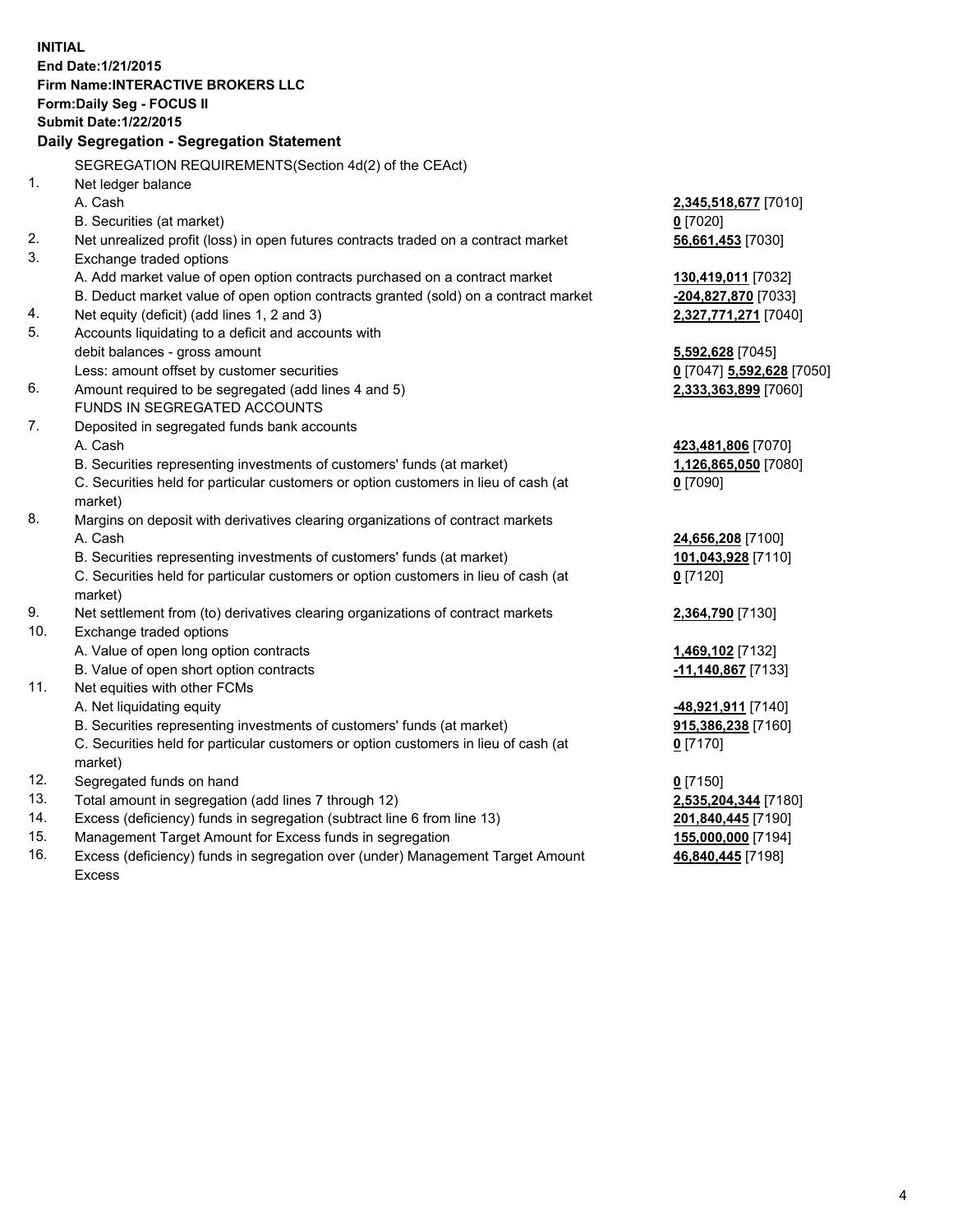**INITIAL**
**End Date:1/21/2015**
**Firm Name:INTERACTIVE BROKERS LLC**
**Form:Daily Seg - FOCUS II**
**Submit Date:1/22/2015**

## Daily Segregation - Segregation Statement

SEGREGATION REQUIREMENTS(Section 4d(2) of the CEAct)

| | | |
|---|---|---|
| 1. | Net ledger balance | |
| | A. Cash | **2,345,518,677** [7010] |
| | B. Securities (at market) | **0** [7020] |
| 2. | Net unrealized profit (loss) in open futures contracts traded on a contract market | **56,661,453** [7030] |
| 3. | Exchange traded options | |
| | A. Add market value of open option contracts purchased on a contract market | **130,419,011** [7032] |
| | B. Deduct market value of open option contracts granted (sold) on a contract market | **-204,827,870** [7033] |
| 4. | Net equity (deficit) (add lines 1, 2 and 3) | **2,327,771,271** [7040] |
| 5. | Accounts liquidating to a deficit and accounts with debit balances - gross amount | **5,592,628** [7045] |
| | Less: amount offset by customer securities | **0** [7047] **5,592,628** [7050] |
| 6. | Amount required to be segregated (add lines 4 and 5) | **2,333,363,899** [7060] |
| | FUNDS IN SEGREGATED ACCOUNTS | |
| 7. | Deposited in segregated funds bank accounts | |
| | A. Cash | **423,481,806** [7070] |
| | B. Securities representing investments of customers' funds (at market) | **1,126,865,050** [7080] |
| | C. Securities held for particular customers or option customers in lieu of cash (at market) | **0** [7090] |
| 8. | Margins on deposit with derivatives clearing organizations of contract markets | |
| | A. Cash | **24,656,208** [7100] |
| | B. Securities representing investments of customers' funds (at market) | **101,043,928** [7110] |
| | C. Securities held for particular customers or option customers in lieu of cash (at market) | **0** [7120] |
| 9. | Net settlement from (to) derivatives clearing organizations of contract markets | **2,364,790** [7130] |
| 10. | Exchange traded options | |
| | A. Value of open long option contracts | **1,469,102** [7132] |
| | B. Value of open short option contracts | **-11,140,867** [7133] |
| 11. | Net equities with other FCMs | |
| | A. Net liquidating equity | **-48,921,911** [7140] |
| | B. Securities representing investments of customers' funds (at market) | **915,386,238** [7160] |
| | C. Securities held for particular customers or option customers in lieu of cash (at market) | **0** [7170] |
| 12. | Segregated funds on hand | **0** [7150] |
| 13. | Total amount in segregation (add lines 7 through 12) | **2,535,204,344** [7180] |
| 14. | Excess (deficiency) funds in segregation (subtract line 6 from line 13) | **201,840,445** [7190] |
| 15. | Management Target Amount for Excess funds in segregation | **155,000,000** [7194] |
| 16. | Excess (deficiency) funds in segregation over (under) Management Target Amount Excess | **46,840,445** [7198] |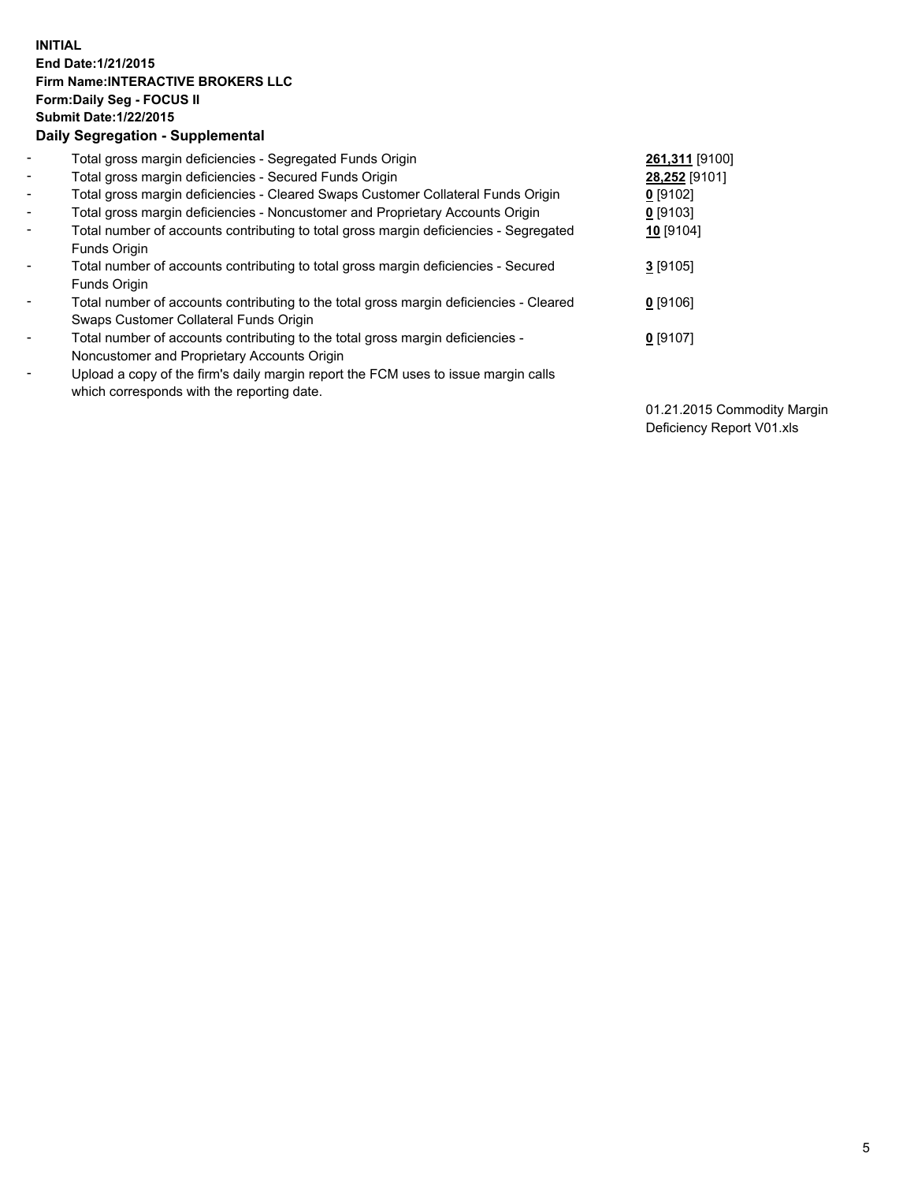**INITIAL**
**End Date:1/21/2015**
**Firm Name:INTERACTIVE BROKERS LLC**
**Form:Daily Seg - FOCUS II**
**Submit Date:1/22/2015**
**Daily Segregation - Supplemental**

| | | |
|---|---|---|
| - | Total gross margin deficiencies - Segregated Funds Origin | **261,311** [9100] |
| - | Total gross margin deficiencies - Secured Funds Origin | **28,252** [9101] |
| - | Total gross margin deficiencies - Cleared Swaps Customer Collateral Funds Origin | **0** [9102] |
| - | Total gross margin deficiencies - Noncustomer and Proprietary Accounts Origin | **0** [9103] |
| - | Total number of accounts contributing to total gross margin deficiencies - Segregated Funds Origin | **10** [9104] |
| - | Total number of accounts contributing to total gross margin deficiencies - Secured Funds Origin | **3** [9105] |
| - | Total number of accounts contributing to the total gross margin deficiencies - Cleared Swaps Customer Collateral Funds Origin | **0** [9106] |
| - | Total number of accounts contributing to the total gross margin deficiencies - Noncustomer and Proprietary Accounts Origin | **0** [9107] |
| - | Upload a copy of the firm's daily margin report the FCM uses to issue margin calls which corresponds with the reporting date. | |
| | | 01.21.2015 Commodity Margin Deficiency Report V01.xls |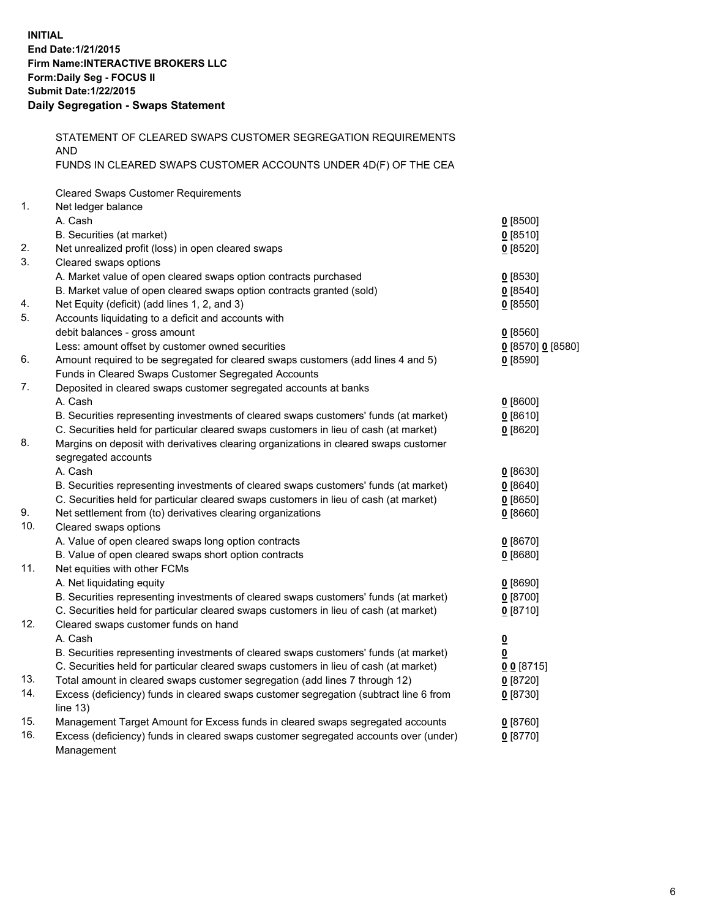**INITIAL**
**End Date:1/21/2015**
**Firm Name:INTERACTIVE BROKERS LLC**
**Form:Daily Seg - FOCUS II**
**Submit Date:1/22/2015**
**Daily Segregation - Swaps Statement**

STATEMENT OF CLEARED SWAPS CUSTOMER SEGREGATION REQUIREMENTS AND FUNDS IN CLEARED SWAPS CUSTOMER ACCOUNTS UNDER 4D(F) OF THE CEA

| | | |
|---|---|---|
| | Cleared Swaps Customer Requirements | |
| 1. | Net ledger balance | |
| | A. Cash | **0** [8500] |
| | B. Securities (at market) | **0** [8510] |
| 2. | Net unrealized profit (loss) in open cleared swaps | **0** [8520] |
| 3. | Cleared swaps options | |
| | A. Market value of open cleared swaps option contracts purchased | **0** [8530] |
| | B. Market value of open cleared swaps option contracts granted (sold) | **0** [8540] |
| 4. | Net Equity (deficit) (add lines 1, 2, and 3) | **0** [8550] |
| 5. | Accounts liquidating to a deficit and accounts with debit balances - gross amount | **0** [8560] |
| | Less: amount offset by customer owned securities | **0** [8570] **0** [8580] |
| 6. | Amount required to be segregated for cleared swaps customers (add lines 4 and 5) | **0** [8590] |
| | Funds in Cleared Swaps Customer Segregated Accounts | |
| 7. | Deposited in cleared swaps customer segregated accounts at banks | |
| | A. Cash | **0** [8600] |
| | B. Securities representing investments of cleared swaps customers' funds (at market) | **0** [8610] |
| | C. Securities held for particular cleared swaps customers in lieu of cash (at market) | **0** [8620] |
| 8. | Margins on deposit with derivatives clearing organizations in cleared swaps customer segregated accounts | |
| | A. Cash | **0** [8630] |
| | B. Securities representing investments of cleared swaps customers' funds (at market) | **0** [8640] |
| | C. Securities held for particular cleared swaps customers in lieu of cash (at market) | **0** [8650] |
| 9. | Net settlement from (to) derivatives clearing organizations | **0** [8660] |
| 10. | Cleared swaps options | |
| | A. Value of open cleared swaps long option contracts | **0** [8670] |
| | B. Value of open cleared swaps short option contracts | **0** [8680] |
| 11. | Net equities with other FCMs | |
| | A. Net liquidating equity | **0** [8690] |
| | B. Securities representing investments of cleared swaps customers' funds (at market) | **0** [8700] |
| | C. Securities held for particular cleared swaps customers in lieu of cash (at market) | **0** [8710] |
| 12. | Cleared swaps customer funds on hand | |
| | A. Cash | **0** |
| | B. Securities representing investments of cleared swaps customers' funds (at market) | **0** |
| | C. Securities held for particular cleared swaps customers in lieu of cash (at market) | **0** **0** [8715] |
| 13. | Total amount in cleared swaps customer segregation (add lines 7 through 12) | **0** [8720] |
| 14. | Excess (deficiency) funds in cleared swaps customer segregation (subtract line 6 from line 13) | **0** [8730] |
| 15. | Management Target Amount for Excess funds in cleared swaps segregated accounts | **0** [8760] |
| 16. | Excess (deficiency) funds in cleared swaps customer segregated accounts over (under) Management | **0** [8770] |